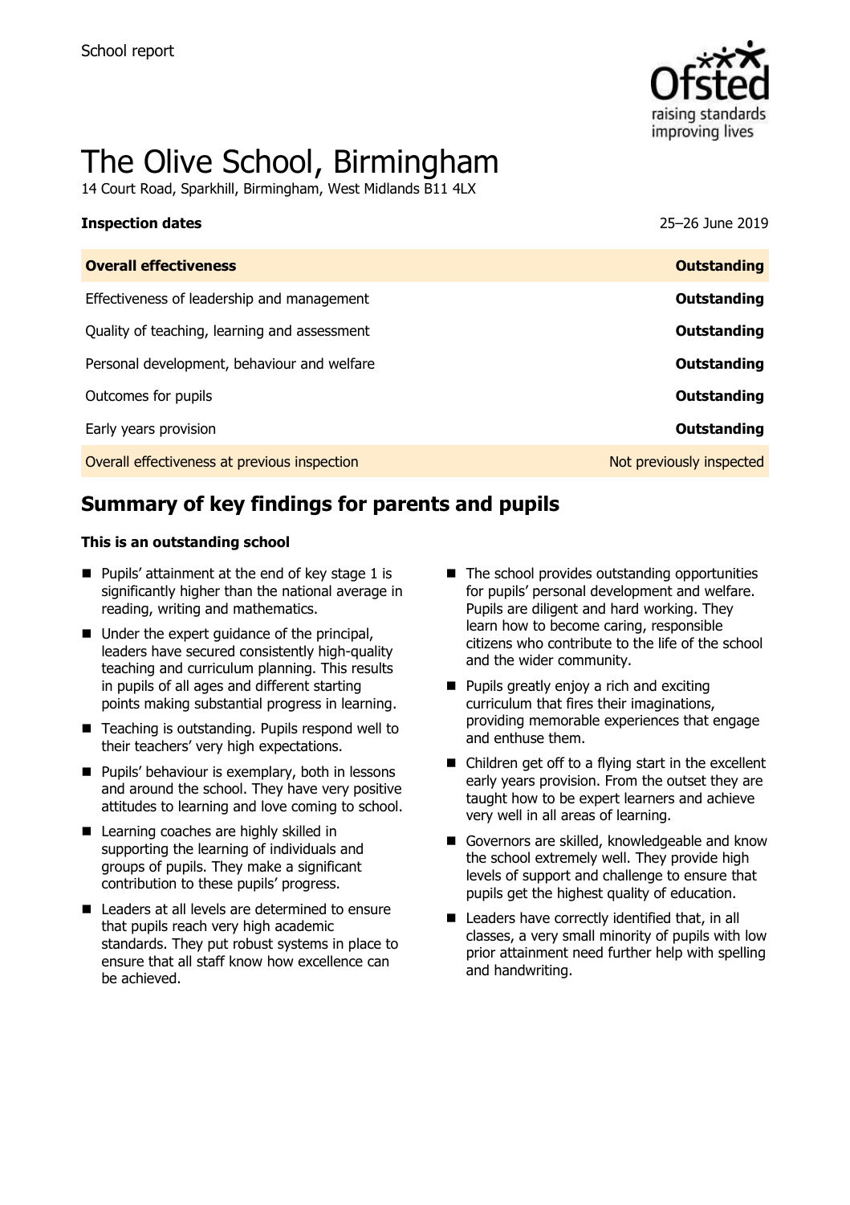School report

# The Olive School, Birmingham

14 Court Road, Sparkhill, Birmingham, West Midlands B11 4LX

| **Inspection dates** | 25–26 June 2019 |
| --- | --- |
| **Overall effectiveness** | **Outstanding** |
| Effectiveness of leadership and management | **Outstanding** |
| Quality of teaching, learning and assessment | **Outstanding** |
| Personal development, behaviour and welfare | **Outstanding** |
| Outcomes for pupils | **Outstanding** |
| Early years provision | **Outstanding** |
| Overall effectiveness at previous inspection | Not previously inspected |

## Summary of key findings for parents and pupils

**This is an outstanding school**

- Pupils' attainment at the end of key stage 1 is significantly higher than the national average in reading, writing and mathematics.
- Under the expert guidance of the principal, leaders have secured consistently high-quality teaching and curriculum planning. This results in pupils of all ages and different starting points making substantial progress in learning.
- Teaching is outstanding. Pupils respond well to their teachers' very high expectations.
- Pupils' behaviour is exemplary, both in lessons and around the school. They have very positive attitudes to learning and love coming to school.
- Learning coaches are highly skilled in supporting the learning of individuals and groups of pupils. They make a significant contribution to these pupils' progress.
- Leaders at all levels are determined to ensure that pupils reach very high academic standards. They put robust systems in place to ensure that all staff know how excellence can be achieved.
- The school provides outstanding opportunities for pupils' personal development and welfare. Pupils are diligent and hard working. They learn how to become caring, responsible citizens who contribute to the life of the school and the wider community.
- Pupils greatly enjoy a rich and exciting curriculum that fires their imaginations, providing memorable experiences that engage and enthuse them.
- Children get off to a flying start in the excellent early years provision. From the outset they are taught how to be expert learners and achieve very well in all areas of learning.
- Governors are skilled, knowledgeable and know the school extremely well. They provide high levels of support and challenge to ensure that pupils get the highest quality of education.
- Leaders have correctly identified that, in all classes, a very small minority of pupils with low prior attainment need further help with spelling and handwriting.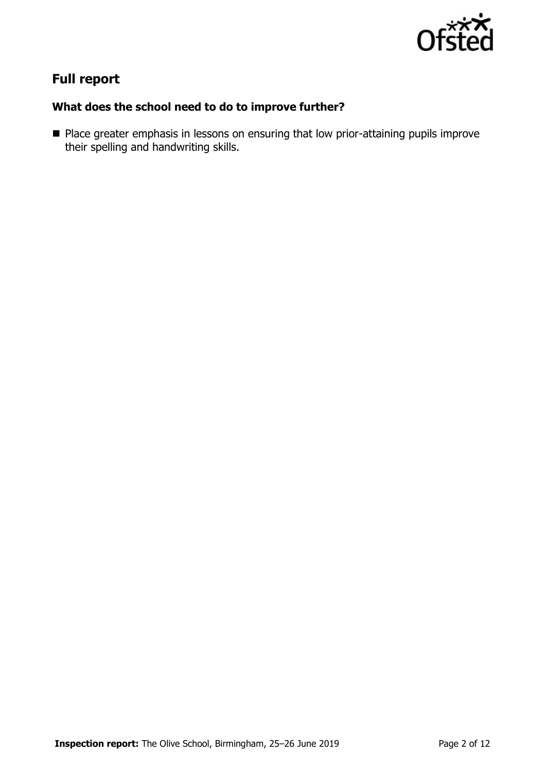## Full report

### What does the school need to do to improve further?

- Place greater emphasis in lessons on ensuring that low prior-attaining pupils improve their spelling and handwriting skills.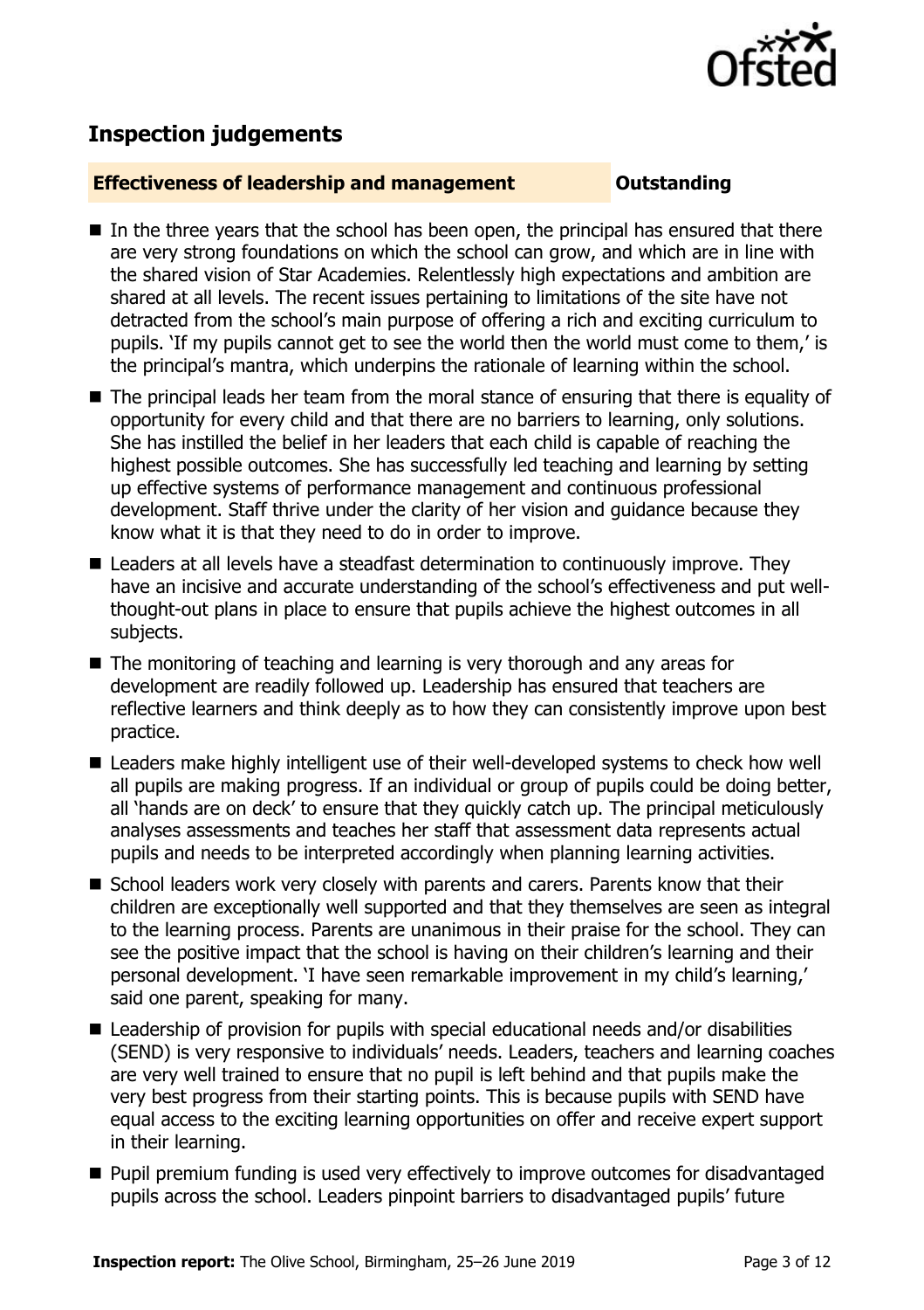## Inspection judgements

**Effectiveness of leadership and management** **Outstanding**

- In the three years that the school has been open, the principal has ensured that there are very strong foundations on which the school can grow, and which are in line with the shared vision of Star Academies. Relentlessly high expectations and ambition are shared at all levels. The recent issues pertaining to limitations of the site have not detracted from the school's main purpose of offering a rich and exciting curriculum to pupils. 'If my pupils cannot get to see the world then the world must come to them,' is the principal's mantra, which underpins the rationale of learning within the school.
- The principal leads her team from the moral stance of ensuring that there is equality of opportunity for every child and that there are no barriers to learning, only solutions. She has instilled the belief in her leaders that each child is capable of reaching the highest possible outcomes. She has successfully led teaching and learning by setting up effective systems of performance management and continuous professional development. Staff thrive under the clarity of her vision and guidance because they know what it is that they need to do in order to improve.
- Leaders at all levels have a steadfast determination to continuously improve. They have an incisive and accurate understanding of the school's effectiveness and put well-thought-out plans in place to ensure that pupils achieve the highest outcomes in all subjects.
- The monitoring of teaching and learning is very thorough and any areas for development are readily followed up. Leadership has ensured that teachers are reflective learners and think deeply as to how they can consistently improve upon best practice.
- Leaders make highly intelligent use of their well-developed systems to check how well all pupils are making progress. If an individual or group of pupils could be doing better, all 'hands are on deck' to ensure that they quickly catch up. The principal meticulously analyses assessments and teaches her staff that assessment data represents actual pupils and needs to be interpreted accordingly when planning learning activities.
- School leaders work very closely with parents and carers. Parents know that their children are exceptionally well supported and that they themselves are seen as integral to the learning process. Parents are unanimous in their praise for the school. They can see the positive impact that the school is having on their children's learning and their personal development. 'I have seen remarkable improvement in my child's learning,' said one parent, speaking for many.
- Leadership of provision for pupils with special educational needs and/or disabilities (SEND) is very responsive to individuals' needs. Leaders, teachers and learning coaches are very well trained to ensure that no pupil is left behind and that pupils make the very best progress from their starting points. This is because pupils with SEND have equal access to the exciting learning opportunities on offer and receive expert support in their learning.
- Pupil premium funding is used very effectively to improve outcomes for disadvantaged pupils across the school. Leaders pinpoint barriers to disadvantaged pupils' future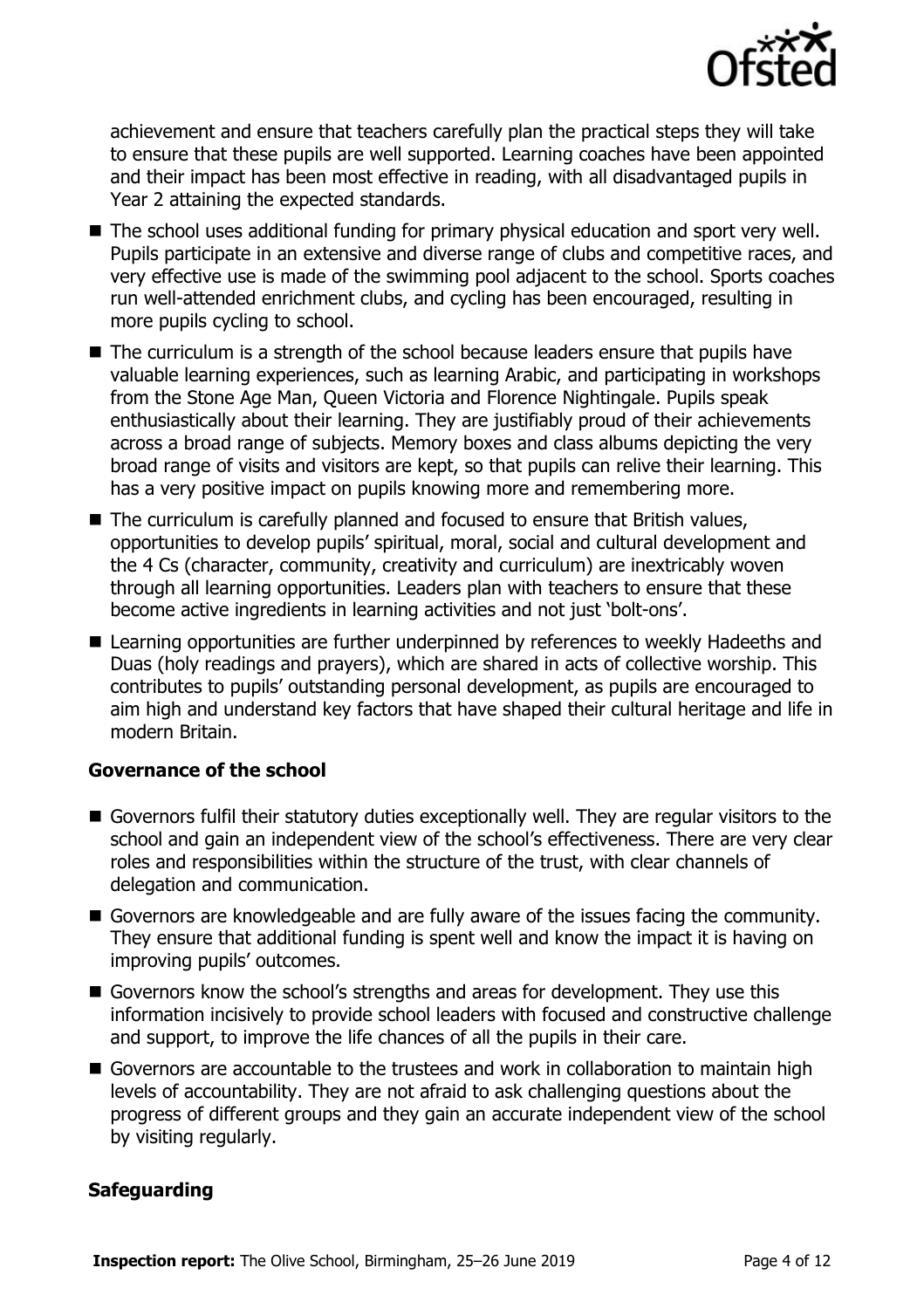achievement and ensure that teachers carefully plan the practical steps they will take to ensure that these pupils are well supported. Learning coaches have been appointed and their impact has been most effective in reading, with all disadvantaged pupils in Year 2 attaining the expected standards.

- The school uses additional funding for primary physical education and sport very well. Pupils participate in an extensive and diverse range of clubs and competitive races, and very effective use is made of the swimming pool adjacent to the school. Sports coaches run well-attended enrichment clubs, and cycling has been encouraged, resulting in more pupils cycling to school.
- The curriculum is a strength of the school because leaders ensure that pupils have valuable learning experiences, such as learning Arabic, and participating in workshops from the Stone Age Man, Queen Victoria and Florence Nightingale. Pupils speak enthusiastically about their learning. They are justifiably proud of their achievements across a broad range of subjects. Memory boxes and class albums depicting the very broad range of visits and visitors are kept, so that pupils can relive their learning. This has a very positive impact on pupils knowing more and remembering more.
- The curriculum is carefully planned and focused to ensure that British values, opportunities to develop pupils' spiritual, moral, social and cultural development and the 4 Cs (character, community, creativity and curriculum) are inextricably woven through all learning opportunities. Leaders plan with teachers to ensure that these become active ingredients in learning activities and not just 'bolt-ons'.
- Learning opportunities are further underpinned by references to weekly Hadeeths and Duas (holy readings and prayers), which are shared in acts of collective worship. This contributes to pupils' outstanding personal development, as pupils are encouraged to aim high and understand key factors that have shaped their cultural heritage and life in modern Britain.

### Governance of the school

- Governors fulfil their statutory duties exceptionally well. They are regular visitors to the school and gain an independent view of the school's effectiveness. There are very clear roles and responsibilities within the structure of the trust, with clear channels of delegation and communication.
- Governors are knowledgeable and are fully aware of the issues facing the community. They ensure that additional funding is spent well and know the impact it is having on improving pupils' outcomes.
- Governors know the school's strengths and areas for development. They use this information incisively to provide school leaders with focused and constructive challenge and support, to improve the life chances of all the pupils in their care.
- Governors are accountable to the trustees and work in collaboration to maintain high levels of accountability. They are not afraid to ask challenging questions about the progress of different groups and they gain an accurate independent view of the school by visiting regularly.

### Safeguarding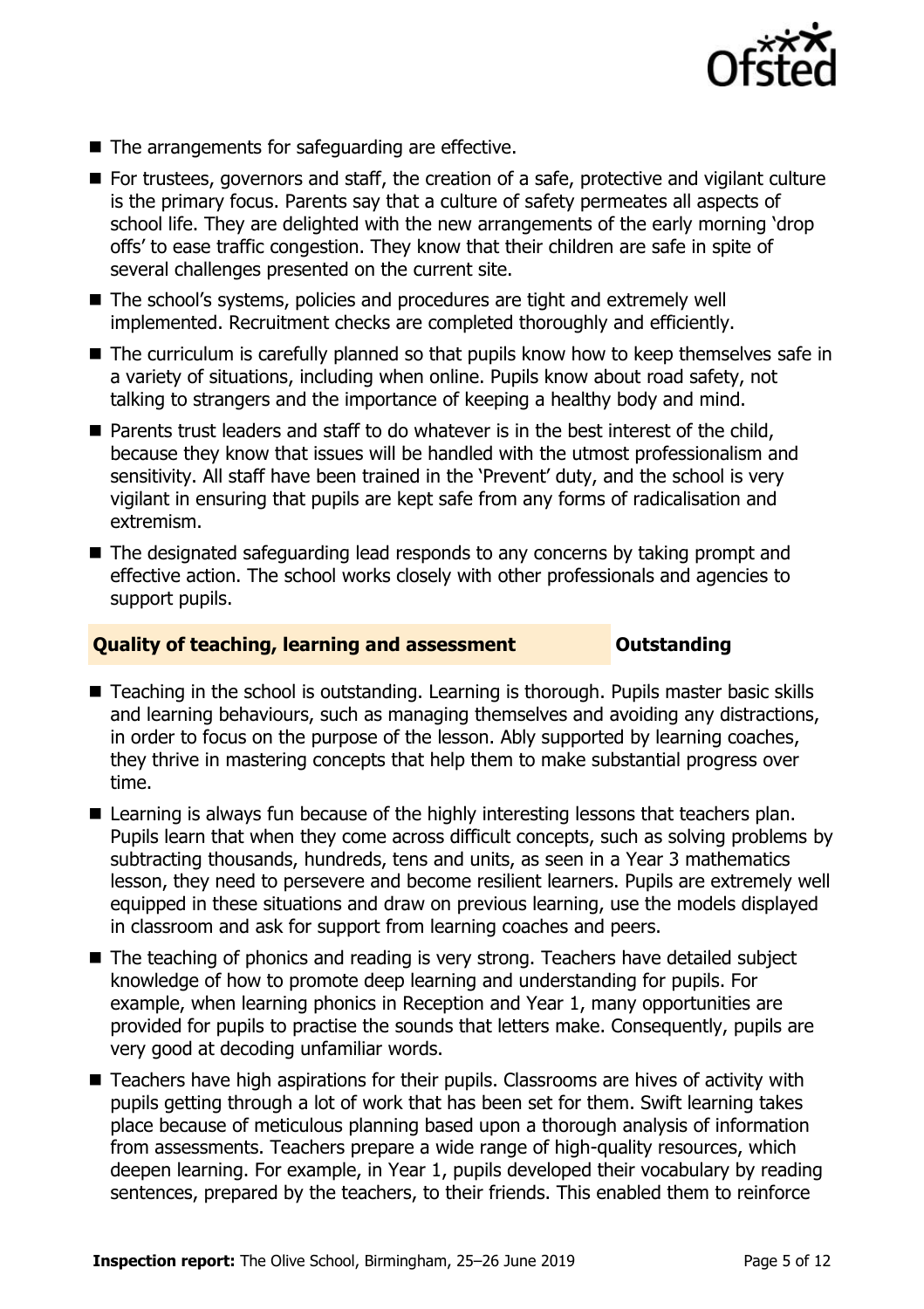- The arrangements for safeguarding are effective.
- For trustees, governors and staff, the creation of a safe, protective and vigilant culture is the primary focus. Parents say that a culture of safety permeates all aspects of school life. They are delighted with the new arrangements of the early morning 'drop offs' to ease traffic congestion. They know that their children are safe in spite of several challenges presented on the current site.
- The school's systems, policies and procedures are tight and extremely well implemented. Recruitment checks are completed thoroughly and efficiently.
- The curriculum is carefully planned so that pupils know how to keep themselves safe in a variety of situations, including when online. Pupils know about road safety, not talking to strangers and the importance of keeping a healthy body and mind.
- Parents trust leaders and staff to do whatever is in the best interest of the child, because they know that issues will be handled with the utmost professionalism and sensitivity. All staff have been trained in the 'Prevent' duty, and the school is very vigilant in ensuring that pupils are kept safe from any forms of radicalisation and extremism.
- The designated safeguarding lead responds to any concerns by taking prompt and effective action. The school works closely with other professionals and agencies to support pupils.

## Quality of teaching, learning and assessment — Outstanding

- Teaching in the school is outstanding. Learning is thorough. Pupils master basic skills and learning behaviours, such as managing themselves and avoiding any distractions, in order to focus on the purpose of the lesson. Ably supported by learning coaches, they thrive in mastering concepts that help them to make substantial progress over time.
- Learning is always fun because of the highly interesting lessons that teachers plan. Pupils learn that when they come across difficult concepts, such as solving problems by subtracting thousands, hundreds, tens and units, as seen in a Year 3 mathematics lesson, they need to persevere and become resilient learners. Pupils are extremely well equipped in these situations and draw on previous learning, use the models displayed in classroom and ask for support from learning coaches and peers.
- The teaching of phonics and reading is very strong. Teachers have detailed subject knowledge of how to promote deep learning and understanding for pupils. For example, when learning phonics in Reception and Year 1, many opportunities are provided for pupils to practise the sounds that letters make. Consequently, pupils are very good at decoding unfamiliar words.
- Teachers have high aspirations for their pupils. Classrooms are hives of activity with pupils getting through a lot of work that has been set for them. Swift learning takes place because of meticulous planning based upon a thorough analysis of information from assessments. Teachers prepare a wide range of high-quality resources, which deepen learning. For example, in Year 1, pupils developed their vocabulary by reading sentences, prepared by the teachers, to their friends. This enabled them to reinforce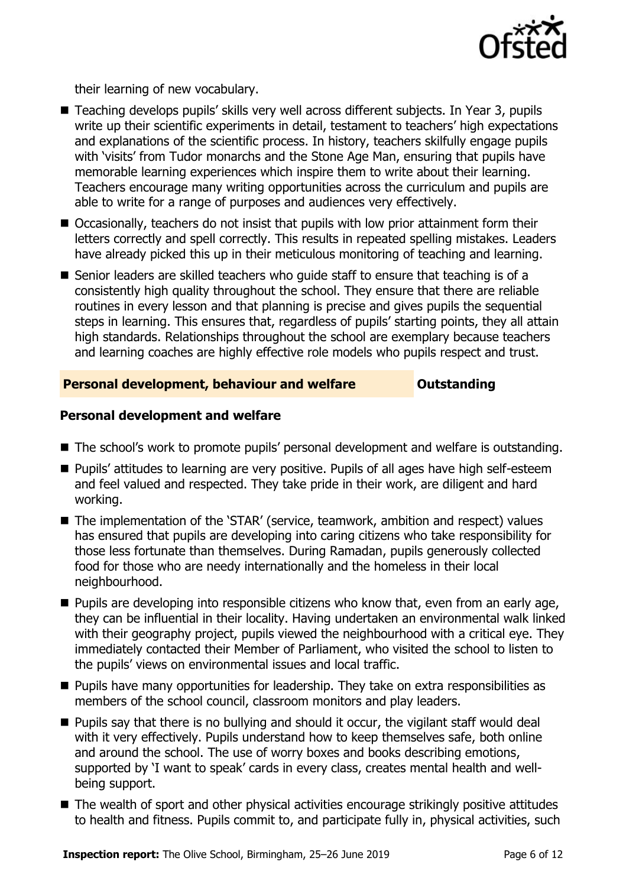their learning of new vocabulary.

- Teaching develops pupils' skills very well across different subjects. In Year 3, pupils write up their scientific experiments in detail, testament to teachers' high expectations and explanations of the scientific process. In history, teachers skilfully engage pupils with 'visits' from Tudor monarchs and the Stone Age Man, ensuring that pupils have memorable learning experiences which inspire them to write about their learning. Teachers encourage many writing opportunities across the curriculum and pupils are able to write for a range of purposes and audiences very effectively.
- Occasionally, teachers do not insist that pupils with low prior attainment form their letters correctly and spell correctly. This results in repeated spelling mistakes. Leaders have already picked this up in their meticulous monitoring of teaching and learning.
- Senior leaders are skilled teachers who guide staff to ensure that teaching is of a consistently high quality throughout the school. They ensure that there are reliable routines in every lesson and that planning is precise and gives pupils the sequential steps in learning. This ensures that, regardless of pupils' starting points, they all attain high standards. Relationships throughout the school are exemplary because teachers and learning coaches are highly effective role models who pupils respect and trust.

## Personal development, behaviour and welfare — Outstanding

### Personal development and welfare

- The school's work to promote pupils' personal development and welfare is outstanding.
- Pupils' attitudes to learning are very positive. Pupils of all ages have high self-esteem and feel valued and respected. They take pride in their work, are diligent and hard working.
- The implementation of the 'STAR' (service, teamwork, ambition and respect) values has ensured that pupils are developing into caring citizens who take responsibility for those less fortunate than themselves. During Ramadan, pupils generously collected food for those who are needy internationally and the homeless in their local neighbourhood.
- Pupils are developing into responsible citizens who know that, even from an early age, they can be influential in their locality. Having undertaken an environmental walk linked with their geography project, pupils viewed the neighbourhood with a critical eye. They immediately contacted their Member of Parliament, who visited the school to listen to the pupils' views on environmental issues and local traffic.
- Pupils have many opportunities for leadership. They take on extra responsibilities as members of the school council, classroom monitors and play leaders.
- Pupils say that there is no bullying and should it occur, the vigilant staff would deal with it very effectively. Pupils understand how to keep themselves safe, both online and around the school. The use of worry boxes and books describing emotions, supported by 'I want to speak' cards in every class, creates mental health and well-being support.
- The wealth of sport and other physical activities encourage strikingly positive attitudes to health and fitness. Pupils commit to, and participate fully in, physical activities, such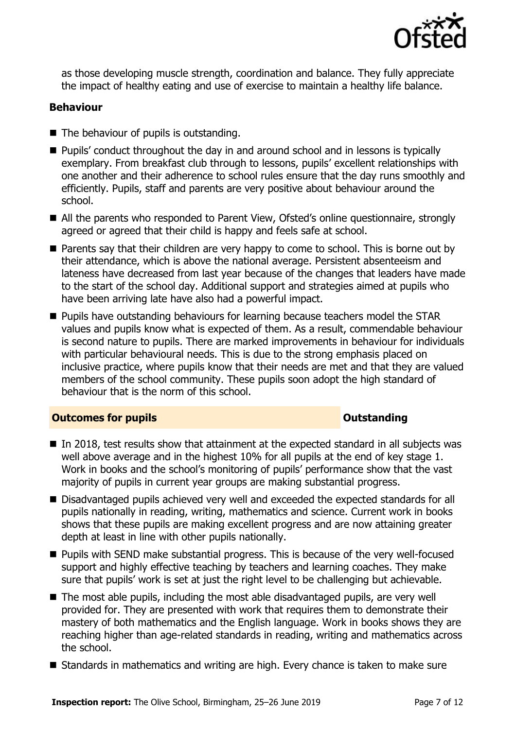as those developing muscle strength, coordination and balance. They fully appreciate the impact of healthy eating and use of exercise to maintain a healthy life balance.

### Behaviour

- The behaviour of pupils is outstanding.
- Pupils' conduct throughout the day in and around school and in lessons is typically exemplary. From breakfast club through to lessons, pupils' excellent relationships with one another and their adherence to school rules ensure that the day runs smoothly and efficiently. Pupils, staff and parents are very positive about behaviour around the school.
- All the parents who responded to Parent View, Ofsted's online questionnaire, strongly agreed or agreed that their child is happy and feels safe at school.
- Parents say that their children are very happy to come to school. This is borne out by their attendance, which is above the national average. Persistent absenteeism and lateness have decreased from last year because of the changes that leaders have made to the start of the school day. Additional support and strategies aimed at pupils who have been arriving late have also had a powerful impact.
- Pupils have outstanding behaviours for learning because teachers model the STAR values and pupils know what is expected of them. As a result, commendable behaviour is second nature to pupils. There are marked improvements in behaviour for individuals with particular behavioural needs. This is due to the strong emphasis placed on inclusive practice, where pupils know that their needs are met and that they are valued members of the school community. These pupils soon adopt the high standard of behaviour that is the norm of this school.

## Outcomes for pupils — Outstanding

- In 2018, test results show that attainment at the expected standard in all subjects was well above average and in the highest 10% for all pupils at the end of key stage 1. Work in books and the school's monitoring of pupils' performance show that the vast majority of pupils in current year groups are making substantial progress.
- Disadvantaged pupils achieved very well and exceeded the expected standards for all pupils nationally in reading, writing, mathematics and science. Current work in books shows that these pupils are making excellent progress and are now attaining greater depth at least in line with other pupils nationally.
- Pupils with SEND make substantial progress. This is because of the very well-focused support and highly effective teaching by teachers and learning coaches. They make sure that pupils' work is set at just the right level to be challenging but achievable.
- The most able pupils, including the most able disadvantaged pupils, are very well provided for. They are presented with work that requires them to demonstrate their mastery of both mathematics and the English language. Work in books shows they are reaching higher than age-related standards in reading, writing and mathematics across the school.
- Standards in mathematics and writing are high. Every chance is taken to make sure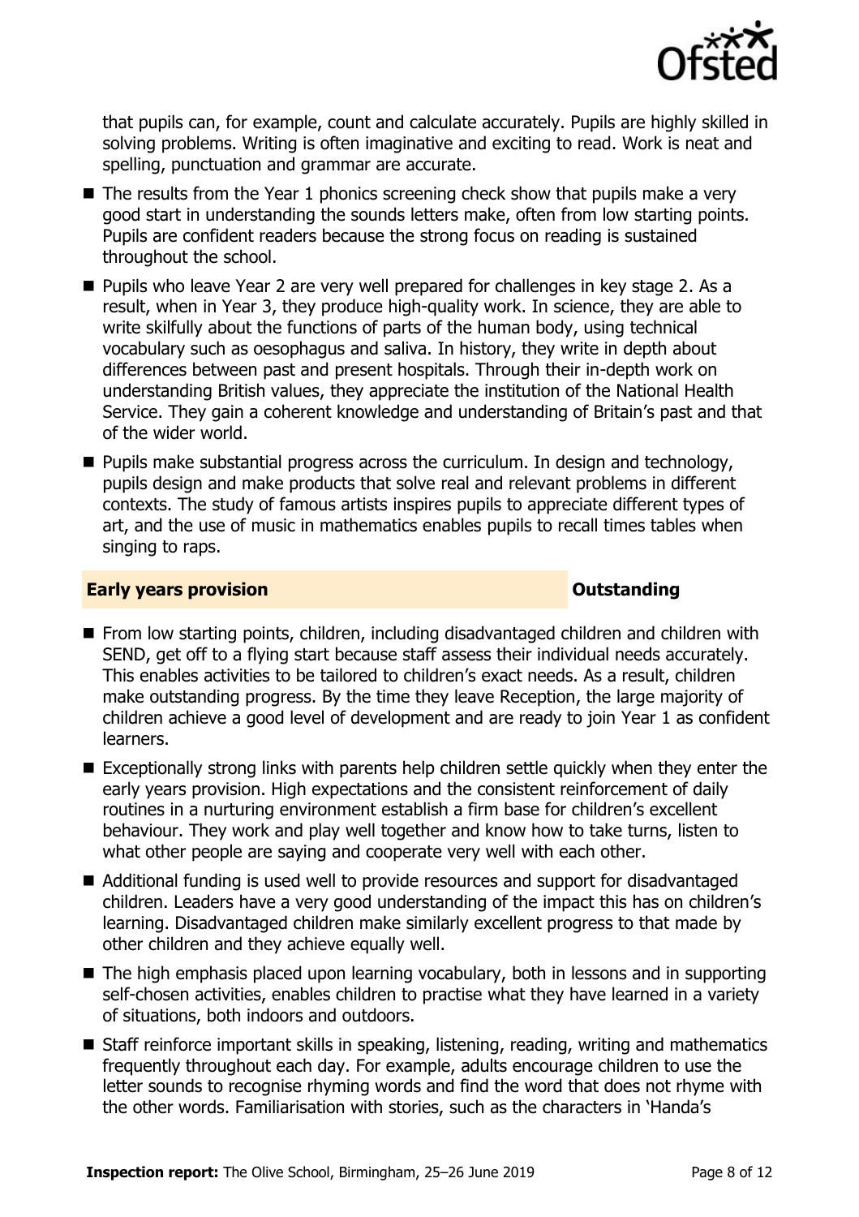that pupils can, for example, count and calculate accurately. Pupils are highly skilled in solving problems. Writing is often imaginative and exciting to read. Work is neat and spelling, punctuation and grammar are accurate.

- The results from the Year 1 phonics screening check show that pupils make a very good start in understanding the sounds letters make, often from low starting points. Pupils are confident readers because the strong focus on reading is sustained throughout the school.
- Pupils who leave Year 2 are very well prepared for challenges in key stage 2. As a result, when in Year 3, they produce high-quality work. In science, they are able to write skilfully about the functions of parts of the human body, using technical vocabulary such as oesophagus and saliva. In history, they write in depth about differences between past and present hospitals. Through their in-depth work on understanding British values, they appreciate the institution of the National Health Service. They gain a coherent knowledge and understanding of Britain's past and that of the wider world.
- Pupils make substantial progress across the curriculum. In design and technology, pupils design and make products that solve real and relevant problems in different contexts. The study of famous artists inspires pupils to appreciate different types of art, and the use of music in mathematics enables pupils to recall times tables when singing to raps.

## Early years provision — Outstanding

- From low starting points, children, including disadvantaged children and children with SEND, get off to a flying start because staff assess their individual needs accurately. This enables activities to be tailored to children's exact needs. As a result, children make outstanding progress. By the time they leave Reception, the large majority of children achieve a good level of development and are ready to join Year 1 as confident learners.
- Exceptionally strong links with parents help children settle quickly when they enter the early years provision. High expectations and the consistent reinforcement of daily routines in a nurturing environment establish a firm base for children's excellent behaviour. They work and play well together and know how to take turns, listen to what other people are saying and cooperate very well with each other.
- Additional funding is used well to provide resources and support for disadvantaged children. Leaders have a very good understanding of the impact this has on children's learning. Disadvantaged children make similarly excellent progress to that made by other children and they achieve equally well.
- The high emphasis placed upon learning vocabulary, both in lessons and in supporting self-chosen activities, enables children to practise what they have learned in a variety of situations, both indoors and outdoors.
- Staff reinforce important skills in speaking, listening, reading, writing and mathematics frequently throughout each day. For example, adults encourage children to use the letter sounds to recognise rhyming words and find the word that does not rhyme with the other words. Familiarisation with stories, such as the characters in 'Handa's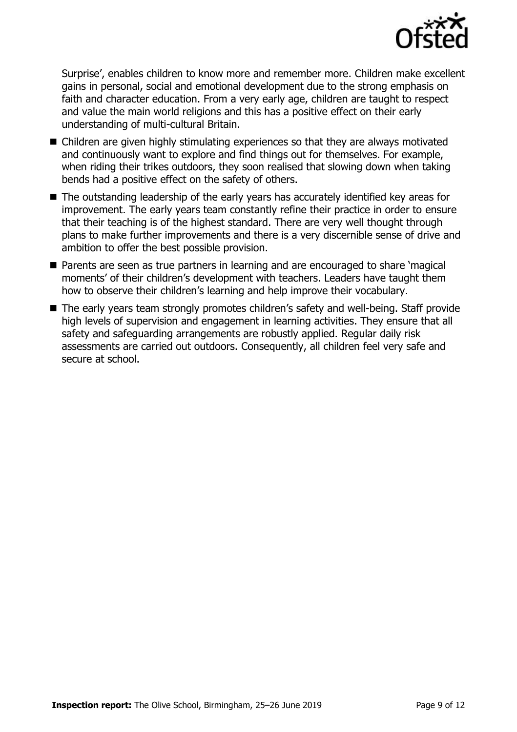Surprise', enables children to know more and remember more. Children make excellent gains in personal, social and emotional development due to the strong emphasis on faith and character education. From a very early age, children are taught to respect and value the main world religions and this has a positive effect on their early understanding of multi-cultural Britain.

- Children are given highly stimulating experiences so that they are always motivated and continuously want to explore and find things out for themselves. For example, when riding their trikes outdoors, they soon realised that slowing down when taking bends had a positive effect on the safety of others.
- The outstanding leadership of the early years has accurately identified key areas for improvement. The early years team constantly refine their practice in order to ensure that their teaching is of the highest standard. There are very well thought through plans to make further improvements and there is a very discernible sense of drive and ambition to offer the best possible provision.
- Parents are seen as true partners in learning and are encouraged to share 'magical moments' of their children's development with teachers. Leaders have taught them how to observe their children's learning and help improve their vocabulary.
- The early years team strongly promotes children's safety and well-being. Staff provide high levels of supervision and engagement in learning activities. They ensure that all safety and safeguarding arrangements are robustly applied. Regular daily risk assessments are carried out outdoors. Consequently, all children feel very safe and secure at school.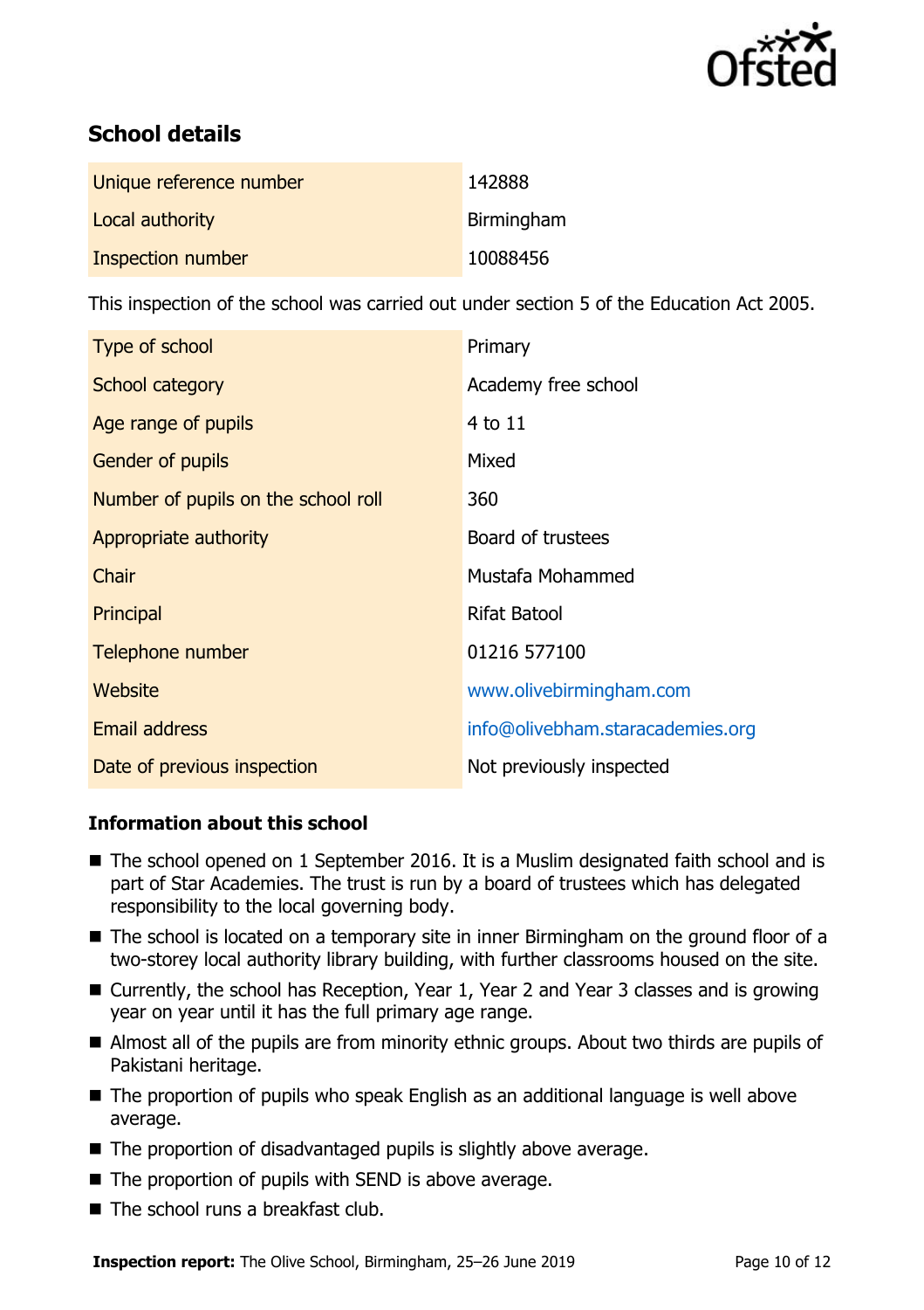## School details

| | |
|---|---|
| Unique reference number | 142888 |
| Local authority | Birmingham |
| Inspection number | 10088456 |

This inspection of the school was carried out under section 5 of the Education Act 2005.

| | |
|---|---|
| Type of school | Primary |
| School category | Academy free school |
| Age range of pupils | 4 to 11 |
| Gender of pupils | Mixed |
| Number of pupils on the school roll | 360 |
| Appropriate authority | Board of trustees |
| Chair | Mustafa Mohammed |
| Principal | Rifat Batool |
| Telephone number | 01216 577100 |
| Website | www.olivebirmingham.com |
| Email address | info@olivebham.staracademies.org |
| Date of previous inspection | Not previously inspected |

### Information about this school

- The school opened on 1 September 2016. It is a Muslim designated faith school and is part of Star Academies. The trust is run by a board of trustees which has delegated responsibility to the local governing body.
- The school is located on a temporary site in inner Birmingham on the ground floor of a two-storey local authority library building, with further classrooms housed on the site.
- Currently, the school has Reception, Year 1, Year 2 and Year 3 classes and is growing year on year until it has the full primary age range.
- Almost all of the pupils are from minority ethnic groups. About two thirds are pupils of Pakistani heritage.
- The proportion of pupils who speak English as an additional language is well above average.
- The proportion of disadvantaged pupils is slightly above average.
- The proportion of pupils with SEND is above average.
- The school runs a breakfast club.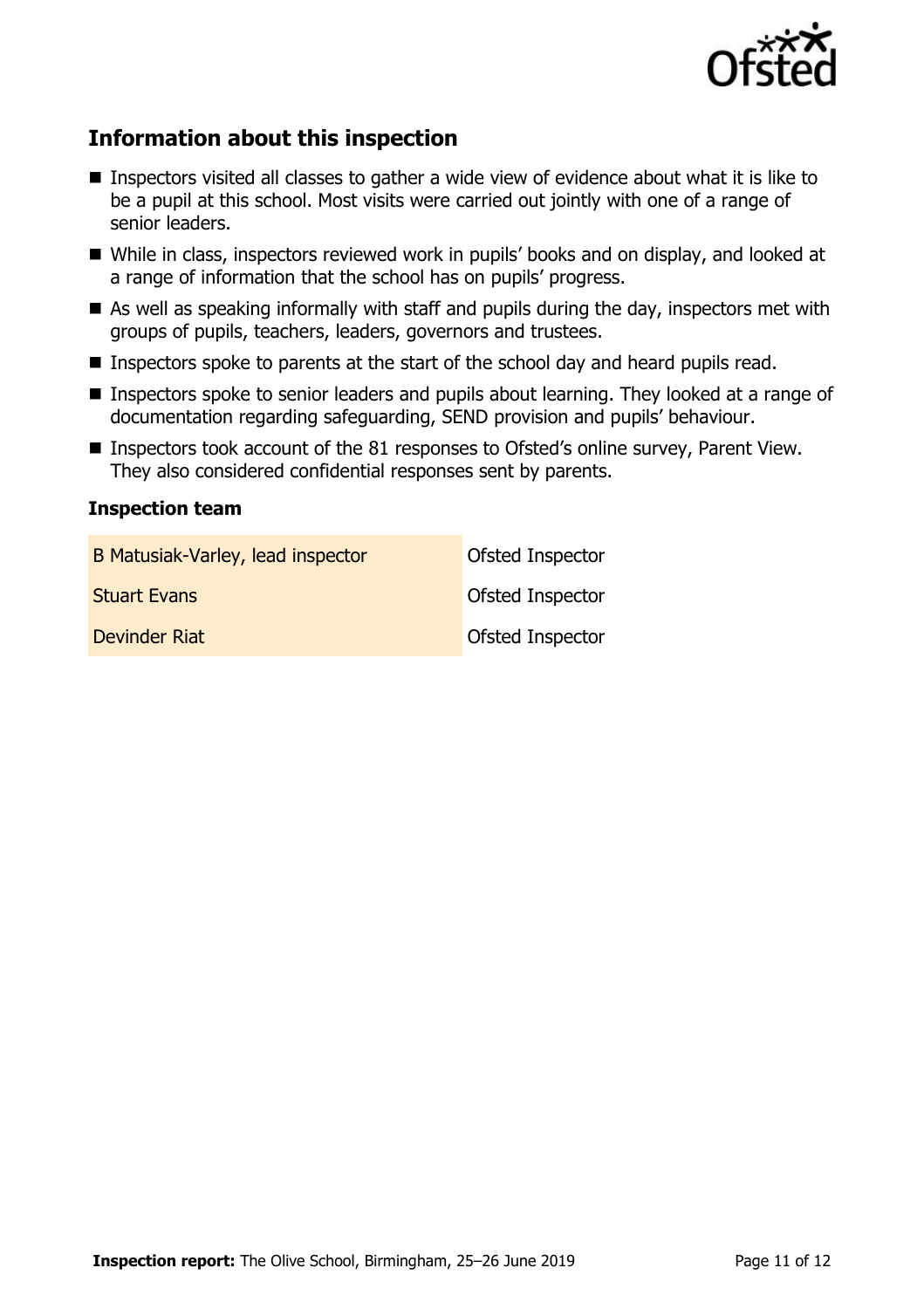## Information about this inspection

- Inspectors visited all classes to gather a wide view of evidence about what it is like to be a pupil at this school. Most visits were carried out jointly with one of a range of senior leaders.
- While in class, inspectors reviewed work in pupils' books and on display, and looked at a range of information that the school has on pupils' progress.
- As well as speaking informally with staff and pupils during the day, inspectors met with groups of pupils, teachers, leaders, governors and trustees.
- Inspectors spoke to parents at the start of the school day and heard pupils read.
- Inspectors spoke to senior leaders and pupils about learning. They looked at a range of documentation regarding safeguarding, SEND provision and pupils' behaviour.
- Inspectors took account of the 81 responses to Ofsted's online survey, Parent View. They also considered confidential responses sent by parents.

### Inspection team

| | |
|---|---|
| B Matusiak-Varley, lead inspector | Ofsted Inspector |
| Stuart Evans | Ofsted Inspector |
| Devinder Riat | Ofsted Inspector |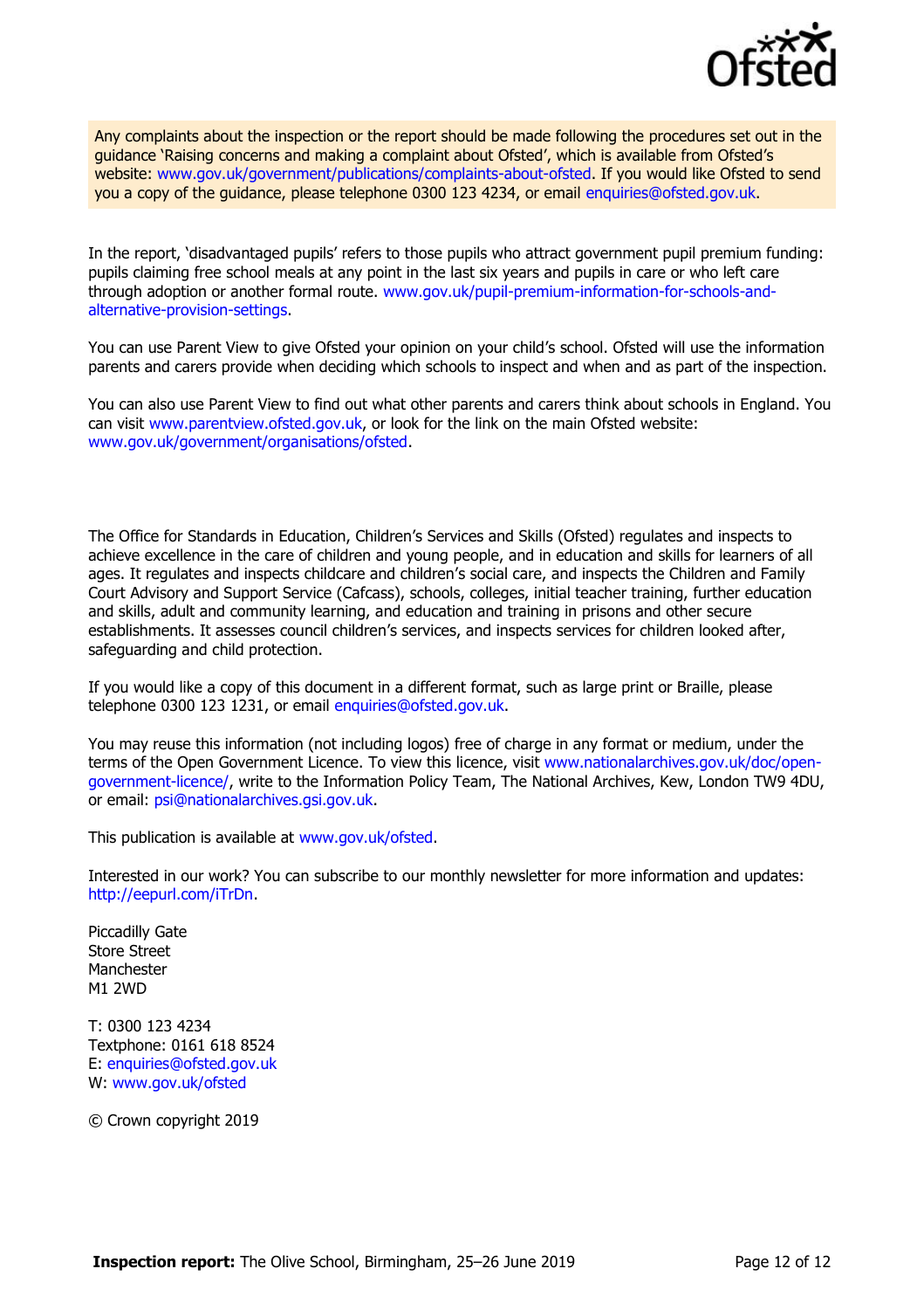Any complaints about the inspection or the report should be made following the procedures set out in the guidance 'Raising concerns and making a complaint about Ofsted', which is available from Ofsted's website: www.gov.uk/government/publications/complaints-about-ofsted. If you would like Ofsted to send you a copy of the guidance, please telephone 0300 123 4234, or email enquiries@ofsted.gov.uk.

In the report, 'disadvantaged pupils' refers to those pupils who attract government pupil premium funding: pupils claiming free school meals at any point in the last six years and pupils in care or who left care through adoption or another formal route. www.gov.uk/pupil-premium-information-for-schools-and-alternative-provision-settings.

You can use Parent View to give Ofsted your opinion on your child's school. Ofsted will use the information parents and carers provide when deciding which schools to inspect and when and as part of the inspection.

You can also use Parent View to find out what other parents and carers think about schools in England. You can visit www.parentview.ofsted.gov.uk, or look for the link on the main Ofsted website: www.gov.uk/government/organisations/ofsted.

The Office for Standards in Education, Children's Services and Skills (Ofsted) regulates and inspects to achieve excellence in the care of children and young people, and in education and skills for learners of all ages. It regulates and inspects childcare and children's social care, and inspects the Children and Family Court Advisory and Support Service (Cafcass), schools, colleges, initial teacher training, further education and skills, adult and community learning, and education and training in prisons and other secure establishments. It assesses council children's services, and inspects services for children looked after, safeguarding and child protection.

If you would like a copy of this document in a different format, such as large print or Braille, please telephone 0300 123 1231, or email enquiries@ofsted.gov.uk.

You may reuse this information (not including logos) free of charge in any format or medium, under the terms of the Open Government Licence. To view this licence, visit www.nationalarchives.gov.uk/doc/open-government-licence/, write to the Information Policy Team, The National Archives, Kew, London TW9 4DU, or email: psi@nationalarchives.gsi.gov.uk.

This publication is available at www.gov.uk/ofsted.

Interested in our work? You can subscribe to our monthly newsletter for more information and updates: http://eepurl.com/iTrDn.

Piccadilly Gate
Store Street
Manchester
M1 2WD

T: 0300 123 4234
Textphone: 0161 618 8524
E: enquiries@ofsted.gov.uk
W: www.gov.uk/ofsted

© Crown copyright 2019